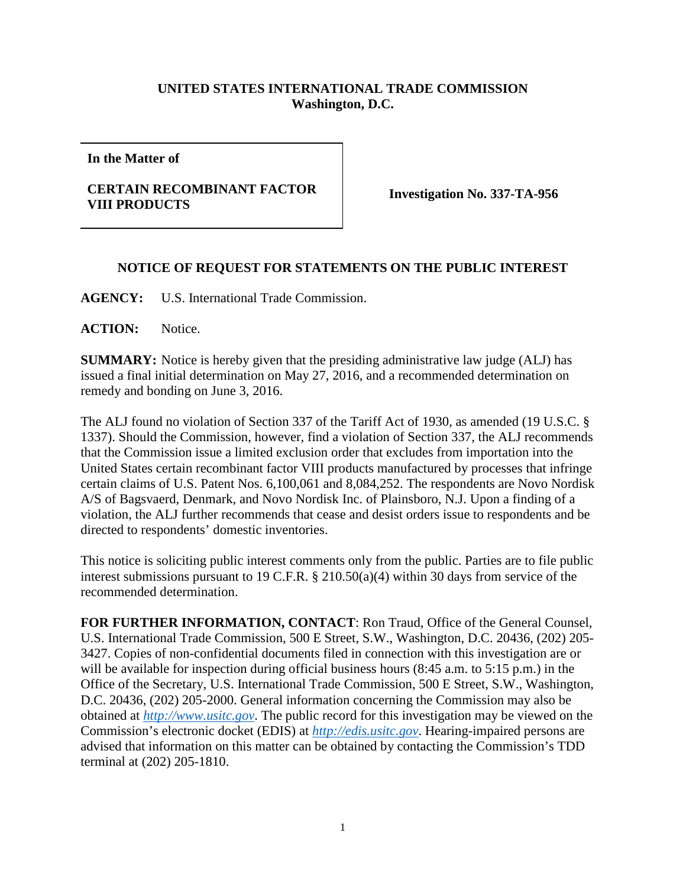**UNITED STATES INTERNATIONAL TRADE COMMISSION**
**Washington, D.C.**

| **In the Matter of** <br><br> **CERTAIN RECOMBINANT FACTOR VIII PRODUCTS** | **Investigation No. 337-TA-956** |
|---|---|

## NOTICE OF REQUEST FOR STATEMENTS ON THE PUBLIC INTEREST

**AGENCY:** U.S. International Trade Commission.

**ACTION:** Notice.

**SUMMARY:** Notice is hereby given that the presiding administrative law judge (ALJ) has issued a final initial determination on May 27, 2016, and a recommended determination on remedy and bonding on June 3, 2016.

The ALJ found no violation of Section 337 of the Tariff Act of 1930, as amended (19 U.S.C. § 1337). Should the Commission, however, find a violation of Section 337, the ALJ recommends that the Commission issue a limited exclusion order that excludes from importation into the United States certain recombinant factor VIII products manufactured by processes that infringe certain claims of U.S. Patent Nos. 6,100,061 and 8,084,252. The respondents are Novo Nordisk A/S of Bagsvaerd, Denmark, and Novo Nordisk Inc. of Plainsboro, N.J. Upon a finding of a violation, the ALJ further recommends that cease and desist orders issue to respondents and be directed to respondents' domestic inventories.

This notice is soliciting public interest comments only from the public. Parties are to file public interest submissions pursuant to 19 C.F.R. § 210.50(a)(4) within 30 days from service of the recommended determination.

**FOR FURTHER INFORMATION, CONTACT**: Ron Traud, Office of the General Counsel, U.S. International Trade Commission, 500 E Street, S.W., Washington, D.C. 20436, (202) 205-3427. Copies of non-confidential documents filed in connection with this investigation are or will be available for inspection during official business hours (8:45 a.m. to 5:15 p.m.) in the Office of the Secretary, U.S. International Trade Commission, 500 E Street, S.W., Washington, D.C. 20436, (202) 205-2000. General information concerning the Commission may also be obtained at *http://www.usitc.gov*. The public record for this investigation may be viewed on the Commission's electronic docket (EDIS) at *http://edis.usitc.gov*. Hearing-impaired persons are advised that information on this matter can be obtained by contacting the Commission's TDD terminal at (202) 205-1810.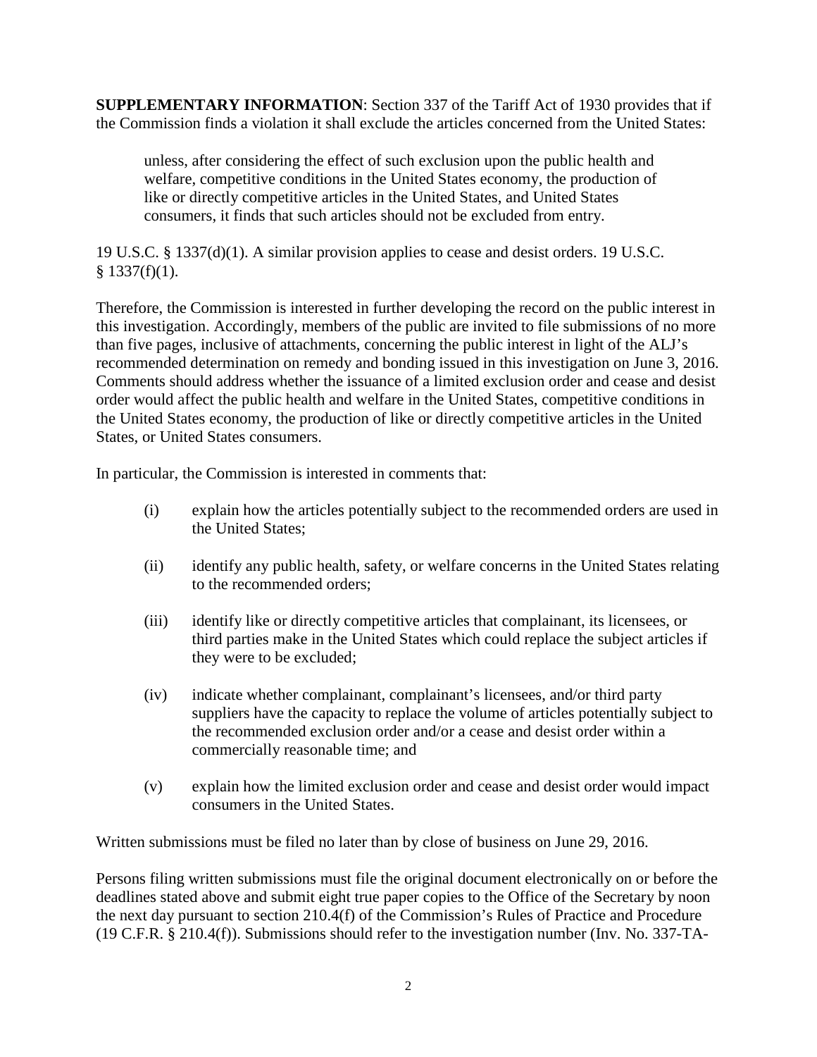**SUPPLEMENTARY INFORMATION**: Section 337 of the Tariff Act of 1930 provides that if the Commission finds a violation it shall exclude the articles concerned from the United States:

> unless, after considering the effect of such exclusion upon the public health and welfare, competitive conditions in the United States economy, the production of like or directly competitive articles in the United States, and United States consumers, it finds that such articles should not be excluded from entry.

19 U.S.C. § 1337(d)(1). A similar provision applies to cease and desist orders. 19 U.S.C. § 1337(f)(1).

Therefore, the Commission is interested in further developing the record on the public interest in this investigation. Accordingly, members of the public are invited to file submissions of no more than five pages, inclusive of attachments, concerning the public interest in light of the ALJ's recommended determination on remedy and bonding issued in this investigation on June 3, 2016. Comments should address whether the issuance of a limited exclusion order and cease and desist order would affect the public health and welfare in the United States, competitive conditions in the United States economy, the production of like or directly competitive articles in the United States, or United States consumers.

In particular, the Commission is interested in comments that:

(i) explain how the articles potentially subject to the recommended orders are used in the United States;

(ii) identify any public health, safety, or welfare concerns in the United States relating to the recommended orders;

(iii) identify like or directly competitive articles that complainant, its licensees, or third parties make in the United States which could replace the subject articles if they were to be excluded;

(iv) indicate whether complainant, complainant's licensees, and/or third party suppliers have the capacity to replace the volume of articles potentially subject to the recommended exclusion order and/or a cease and desist order within a commercially reasonable time; and

(v) explain how the limited exclusion order and cease and desist order would impact consumers in the United States.

Written submissions must be filed no later than by close of business on June 29, 2016.

Persons filing written submissions must file the original document electronically on or before the deadlines stated above and submit eight true paper copies to the Office of the Secretary by noon the next day pursuant to section 210.4(f) of the Commission's Rules of Practice and Procedure (19 C.F.R. § 210.4(f)). Submissions should refer to the investigation number (Inv. No. 337-TA-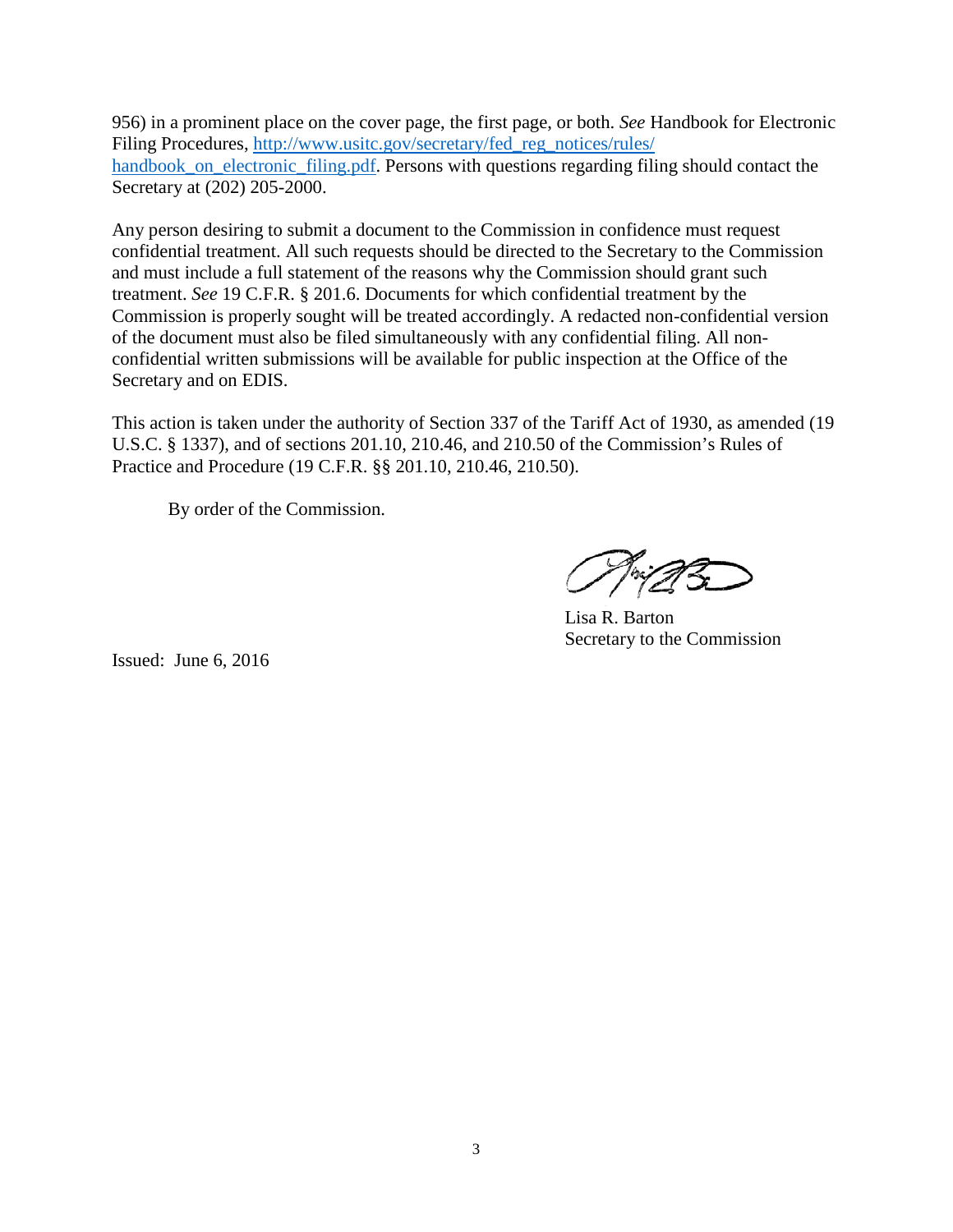956) in a prominent place on the cover page, the first page, or both. *See* Handbook for Electronic Filing Procedures, [http://www.usitc.gov/secretary/fed_reg_notices/rules/handbook_on_electronic_filing.pdf](http://www.usitc.gov/secretary/fed_reg_notices/rules/handbook_on_electronic_filing.pdf). Persons with questions regarding filing should contact the Secretary at (202) 205-2000.

Any person desiring to submit a document to the Commission in confidence must request confidential treatment. All such requests should be directed to the Secretary to the Commission and must include a full statement of the reasons why the Commission should grant such treatment. *See* 19 C.F.R. § 201.6. Documents for which confidential treatment by the Commission is properly sought will be treated accordingly. A redacted non-confidential version of the document must also be filed simultaneously with any confidential filing. All non-confidential written submissions will be available for public inspection at the Office of the Secretary and on EDIS.

This action is taken under the authority of Section 337 of the Tariff Act of 1930, as amended (19 U.S.C. § 1337), and of sections 201.10, 210.46, and 210.50 of the Commission's Rules of Practice and Procedure (19 C.F.R. §§ 201.10, 210.46, 210.50).

By order of the Commission.

Lisa R. Barton
Secretary to the Commission

Issued: June 6, 2016